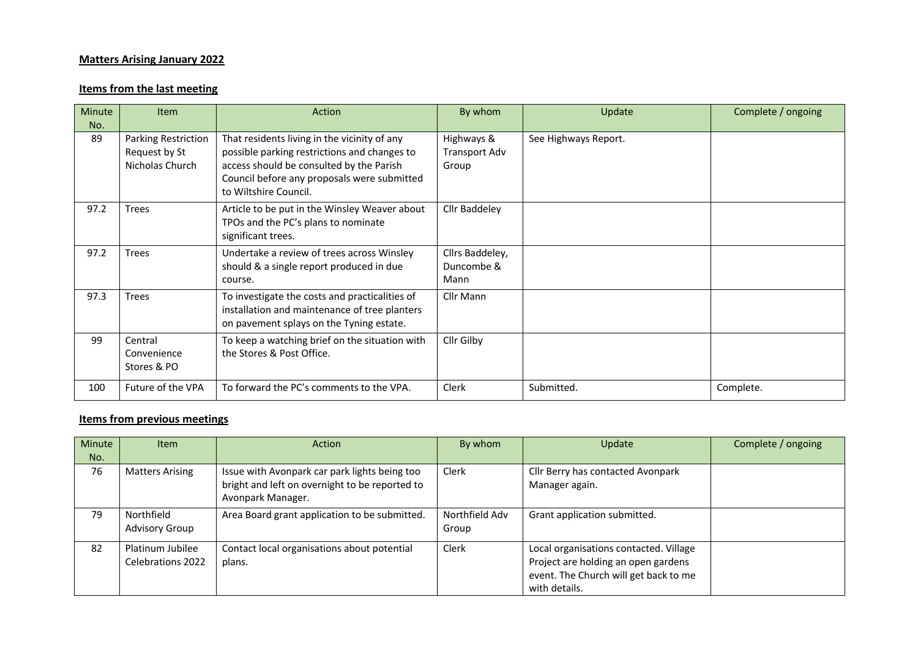**Matters Arising January 2022**

**Items from the last meeting**

| Minute No. | Item | Action | By whom | Update | Complete / ongoing |
|---|---|---|---|---|---|
| 89 | Parking Restriction Request by St Nicholas Church | That residents living in the vicinity of any possible parking restrictions and changes to access should be consulted by the Parish Council before any proposals were submitted to Wiltshire Council. | Highways & Transport Adv Group | See Highways Report. | |
| 97.2 | Trees | Article to be put in the Winsley Weaver about TPOs and the PC's plans to nominate significant trees. | Cllr Baddeley | | |
| 97.2 | Trees | Undertake a review of trees across Winsley should & a single report produced in due course. | Cllrs Baddeley, Duncombe & Mann | | |
| 97.3 | Trees | To investigate the costs and practicalities of installation and maintenance of tree planters on pavement splays on the Tyning estate. | Cllr Mann | | |
| 99 | Central Convenience Stores & PO | To keep a watching brief on the situation with the Stores & Post Office. | Cllr Gilby | | |
| 100 | Future of the VPA | To forward the PC's comments to the VPA. | Clerk | Submitted. | Complete. |

**Items from previous meetings**

| Minute No. | Item | Action | By whom | Update | Complete / ongoing |
|---|---|---|---|---|---|
| 76 | Matters Arising | Issue with Avonpark car park lights being too bright and left on overnight to be reported to Avonpark Manager. | Clerk | Cllr Berry has contacted Avonpark Manager again. | |
| 79 | Northfield Advisory Group | Area Board grant application to be submitted. | Northfield Adv Group | Grant application submitted. | |
| 82 | Platinum Jubilee Celebrations 2022 | Contact local organisations about potential plans. | Clerk | Local organisations contacted. Village Project are holding an open gardens event. The Church will get back to me with details. | |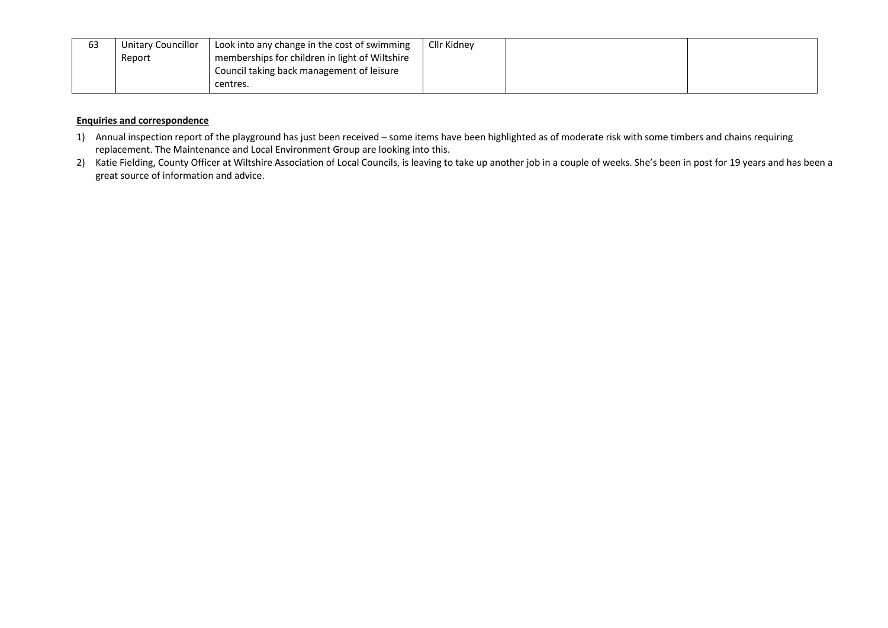| | | | | | |
|---|---|---|---|---|---|
| 63 | Unitary Councillor Report | Look into any change in the cost of swimming memberships for children in light of Wiltshire Council taking back management of leisure centres. | Cllr Kidney | | |

**Enquiries and correspondence**

1) Annual inspection report of the playground has just been received – some items have been highlighted as of moderate risk with some timbers and chains requiring replacement. The Maintenance and Local Environment Group are looking into this.
2) Katie Fielding, County Officer at Wiltshire Association of Local Councils, is leaving to take up another job in a couple of weeks. She's been in post for 19 years and has been a great source of information and advice.